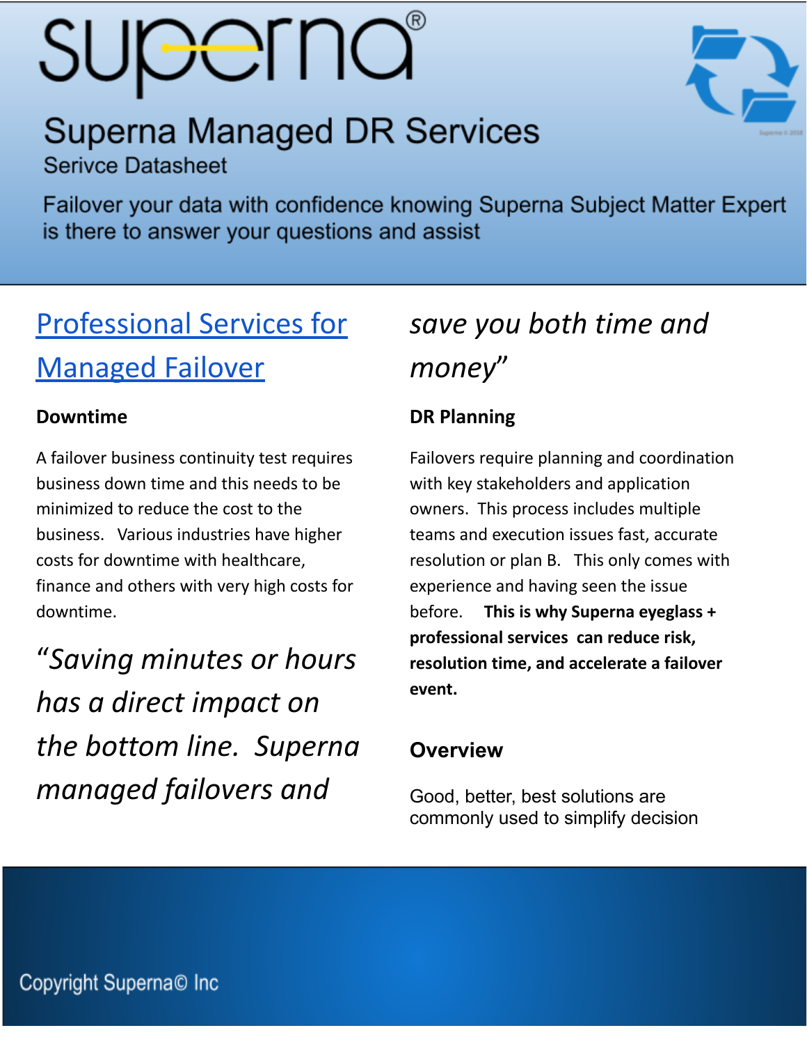# Superna Managed DR Services

Serivce Datasheet

Failover your data with confidence knowing Superna Subject Matter Expert is there to answer your questions and assist

## Professional Services for Managed Failover

### Downtime

A failover business continuity test requires business down time and this needs to be minimized to reduce the cost to the business. Various industries have higher costs for downtime with healthcare, finance and others with very high costs for downtime.

*"Saving minutes or hours has a direct impact on the bottom line. Superna managed failovers and save you both time and money"*

### DR Planning

Failovers require planning and coordination with key stakeholders and application owners. This process includes multiple teams and execution issues fast, accurate resolution or plan B. This only comes with experience and having seen the issue before. **This is why Superna eyeglass + professional services can reduce risk, resolution time, and accelerate a failover event.**

### Overview

Good, better, best solutions are commonly used to simplify decision

Copyright Superna© Inc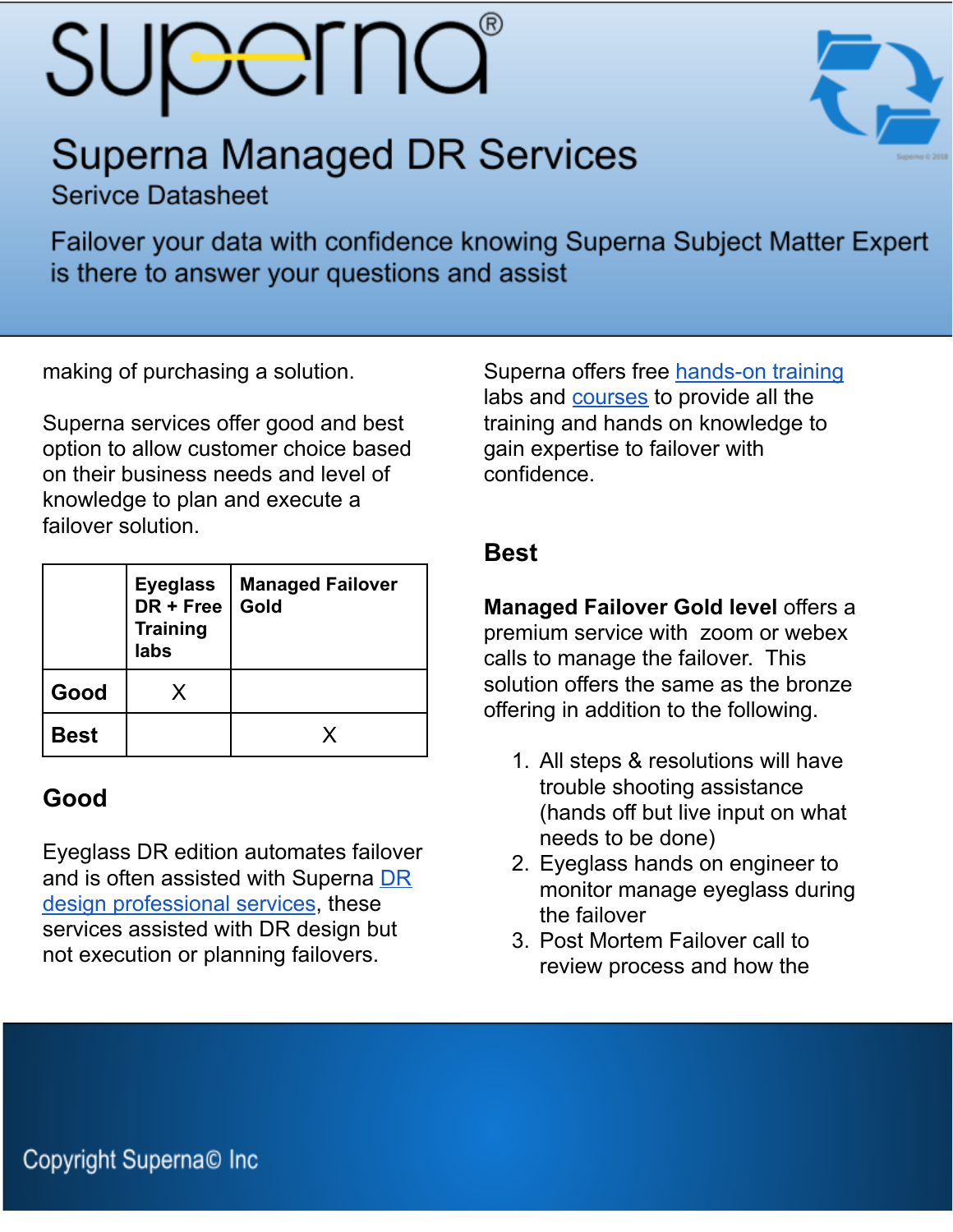# Superna Managed DR Services

Serivce Datasheet

Failover your data with confidence knowing Superna Subject Matter Expert is there to answer your questions and assist

making of purchasing a solution.

Superna services offer good and best option to allow customer choice based on their business needs and level of knowledge to plan and execute a failover solution.

| | Eyeglass DR + Free Training labs | Managed Failover Gold |
|---|---|---|
| **Good** | X | |
| **Best** | | X |

## Good

Eyeglass DR edition automates failover and is often assisted with Superna [DR design professional services](), these services assisted with DR design but not execution or planning failovers.

Superna offers free [hands-on training]() labs and [courses]() to provide all the training and hands on knowledge to gain expertise to failover with confidence.

## Best

**Managed Failover Gold level** offers a premium service with zoom or webex calls to manage the failover. This solution offers the same as the bronze offering in addition to the following.

1. All steps & resolutions will have trouble shooting assistance (hands off but live input on what needs to be done)
2. Eyeglass hands on engineer to monitor manage eyeglass during the failover
3. Post Mortem Failover call to review process and how the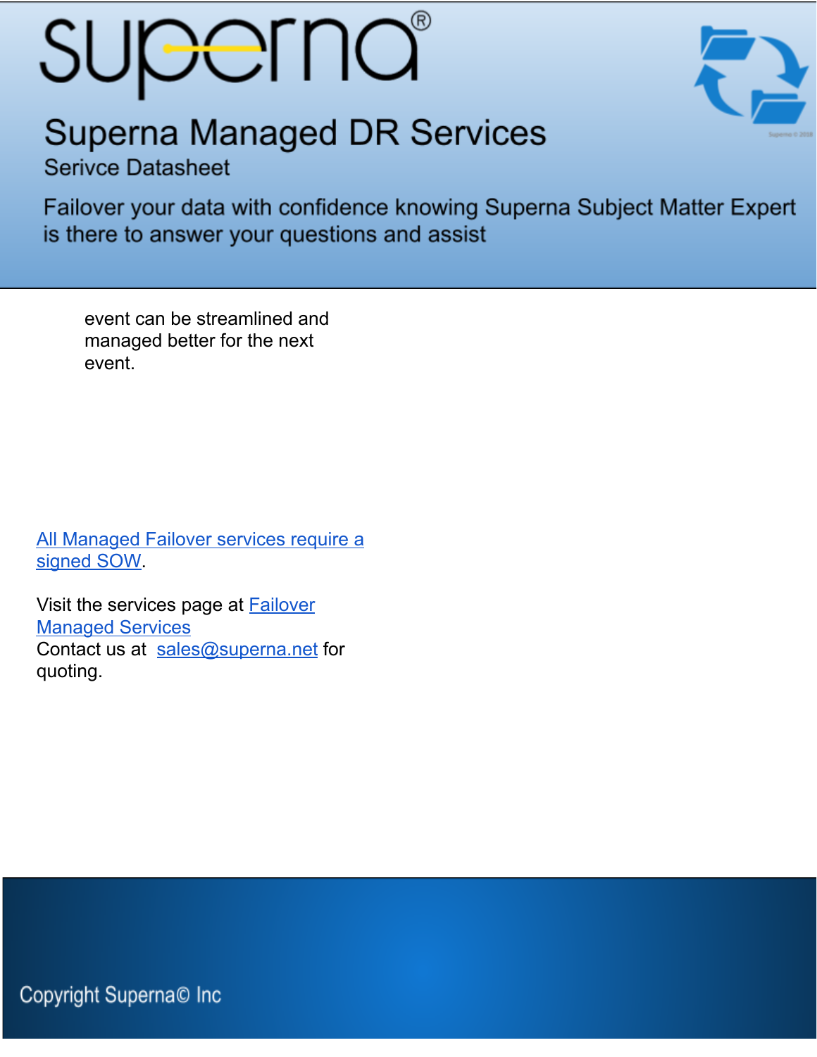event can be streamlined and managed better for the next event.

All Managed Failover services require a signed SOW.

Visit the services page at Failover Managed Services
Contact us at sales@superna.net for quoting.